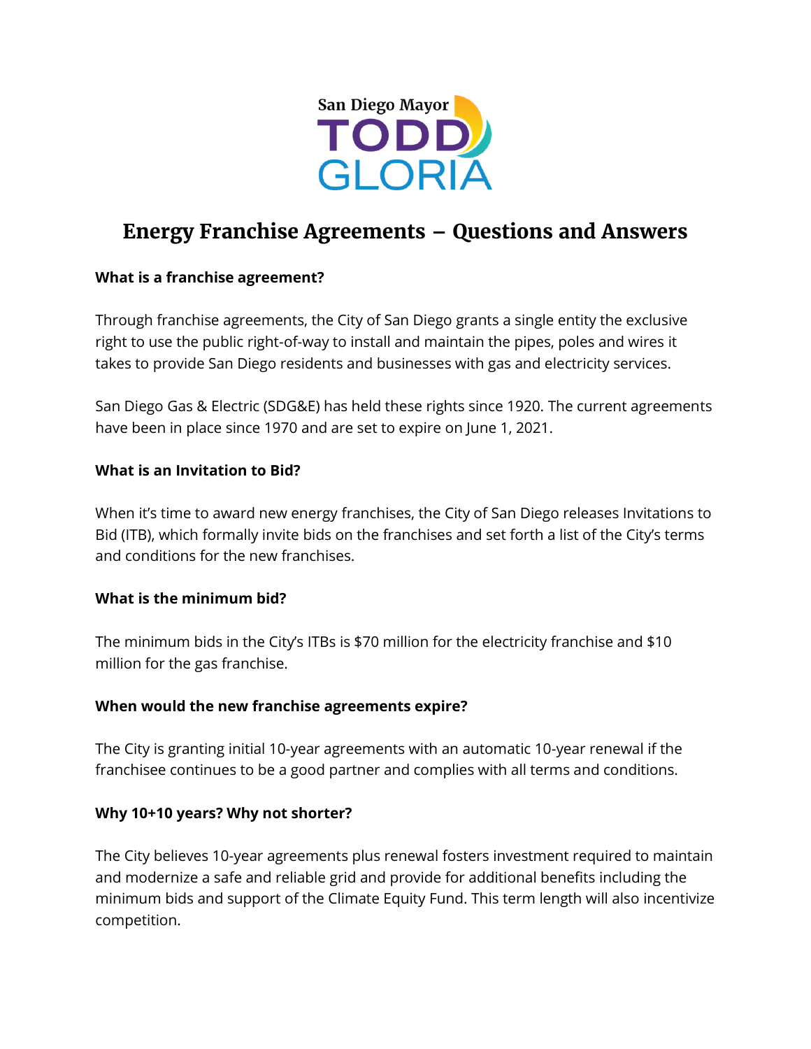San Diego Mayor TODD GLORIA

# Energy Franchise Agreements – Questions and Answers

**What is a franchise agreement?**

Through franchise agreements, the City of San Diego grants a single entity the exclusive right to use the public right-of-way to install and maintain the pipes, poles and wires it takes to provide San Diego residents and businesses with gas and electricity services.

San Diego Gas & Electric (SDG&E) has held these rights since 1920. The current agreements have been in place since 1970 and are set to expire on June 1, 2021.

**What is an Invitation to Bid?**

When it's time to award new energy franchises, the City of San Diego releases Invitations to Bid (ITB), which formally invite bids on the franchises and set forth a list of the City's terms and conditions for the new franchises.

**What is the minimum bid?**

The minimum bids in the City's ITBs is $70 million for the electricity franchise and $10 million for the gas franchise.

**When would the new franchise agreements expire?**

The City is granting initial 10-year agreements with an automatic 10-year renewal if the franchisee continues to be a good partner and complies with all terms and conditions.

**Why 10+10 years? Why not shorter?**

The City believes 10-year agreements plus renewal fosters investment required to maintain and modernize a safe and reliable grid and provide for additional benefits including the minimum bids and support of the Climate Equity Fund. This term length will also incentivize competition.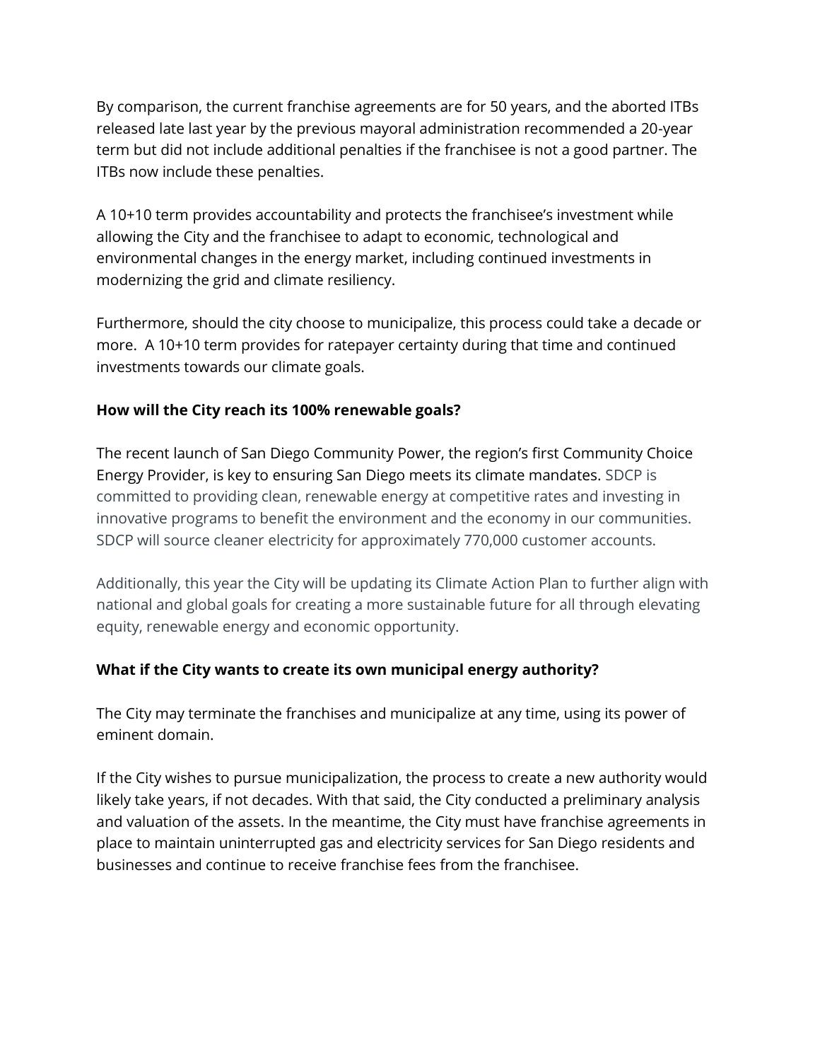By comparison, the current franchise agreements are for 50 years, and the aborted ITBs released late last year by the previous mayoral administration recommended a 20-year term but did not include additional penalties if the franchisee is not a good partner. The ITBs now include these penalties.

A 10+10 term provides accountability and protects the franchisee's investment while allowing the City and the franchisee to adapt to economic, technological and environmental changes in the energy market, including continued investments in modernizing the grid and climate resiliency.

Furthermore, should the city choose to municipalize, this process could take a decade or more. A 10+10 term provides for ratepayer certainty during that time and continued investments towards our climate goals.

**How will the City reach its 100% renewable goals?**

The recent launch of San Diego Community Power, the region's first Community Choice Energy Provider, is key to ensuring San Diego meets its climate mandates. SDCP is committed to providing clean, renewable energy at competitive rates and investing in innovative programs to benefit the environment and the economy in our communities. SDCP will source cleaner electricity for approximately 770,000 customer accounts.

Additionally, this year the City will be updating its Climate Action Plan to further align with national and global goals for creating a more sustainable future for all through elevating equity, renewable energy and economic opportunity.

**What if the City wants to create its own municipal energy authority?**

The City may terminate the franchises and municipalize at any time, using its power of eminent domain.

If the City wishes to pursue municipalization, the process to create a new authority would likely take years, if not decades. With that said, the City conducted a preliminary analysis and valuation of the assets. In the meantime, the City must have franchise agreements in place to maintain uninterrupted gas and electricity services for San Diego residents and businesses and continue to receive franchise fees from the franchisee.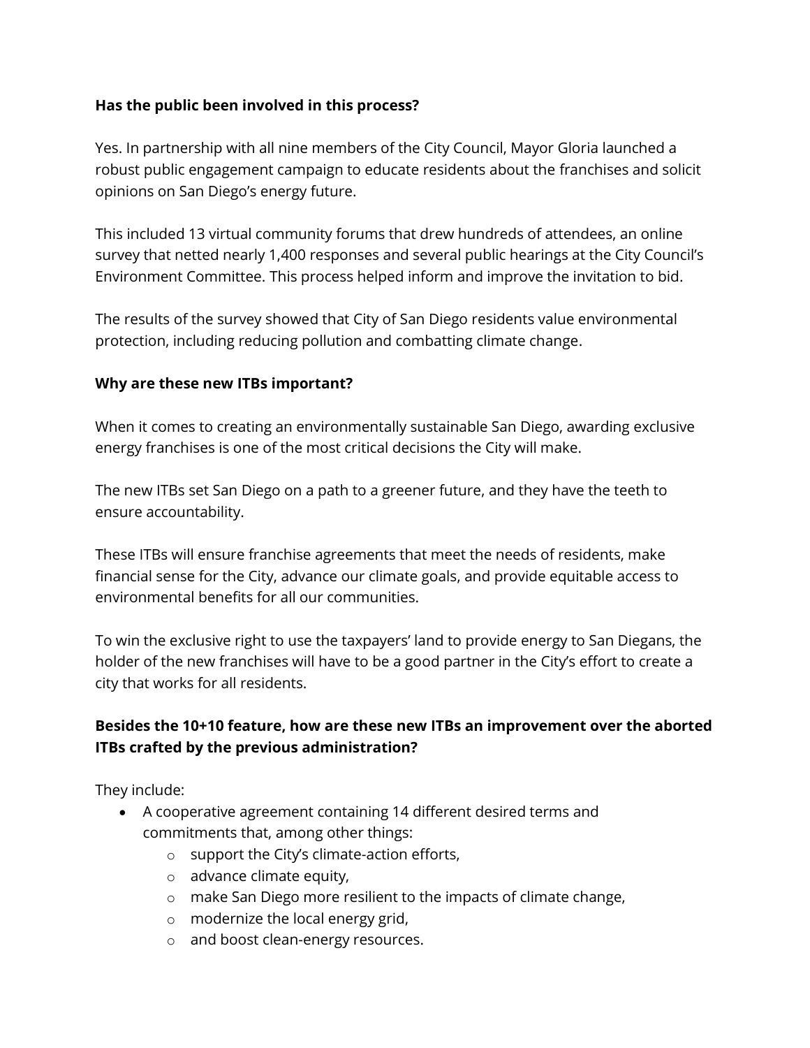**Has the public been involved in this process?**

Yes. In partnership with all nine members of the City Council, Mayor Gloria launched a robust public engagement campaign to educate residents about the franchises and solicit opinions on San Diego's energy future.

This included 13 virtual community forums that drew hundreds of attendees, an online survey that netted nearly 1,400 responses and several public hearings at the City Council's Environment Committee. This process helped inform and improve the invitation to bid.

The results of the survey showed that City of San Diego residents value environmental protection, including reducing pollution and combatting climate change.

**Why are these new ITBs important?**

When it comes to creating an environmentally sustainable San Diego, awarding exclusive energy franchises is one of the most critical decisions the City will make.

The new ITBs set San Diego on a path to a greener future, and they have the teeth to ensure accountability.

These ITBs will ensure franchise agreements that meet the needs of residents, make financial sense for the City, advance our climate goals, and provide equitable access to environmental benefits for all our communities.

To win the exclusive right to use the taxpayers' land to provide energy to San Diegans, the holder of the new franchises will have to be a good partner in the City's effort to create a city that works for all residents.

**Besides the 10+10 feature, how are these new ITBs an improvement over the aborted ITBs crafted by the previous administration?**

They include:

- A cooperative agreement containing 14 different desired terms and commitments that, among other things:
  - support the City's climate-action efforts,
  - advance climate equity,
  - make San Diego more resilient to the impacts of climate change,
  - modernize the local energy grid,
  - and boost clean-energy resources.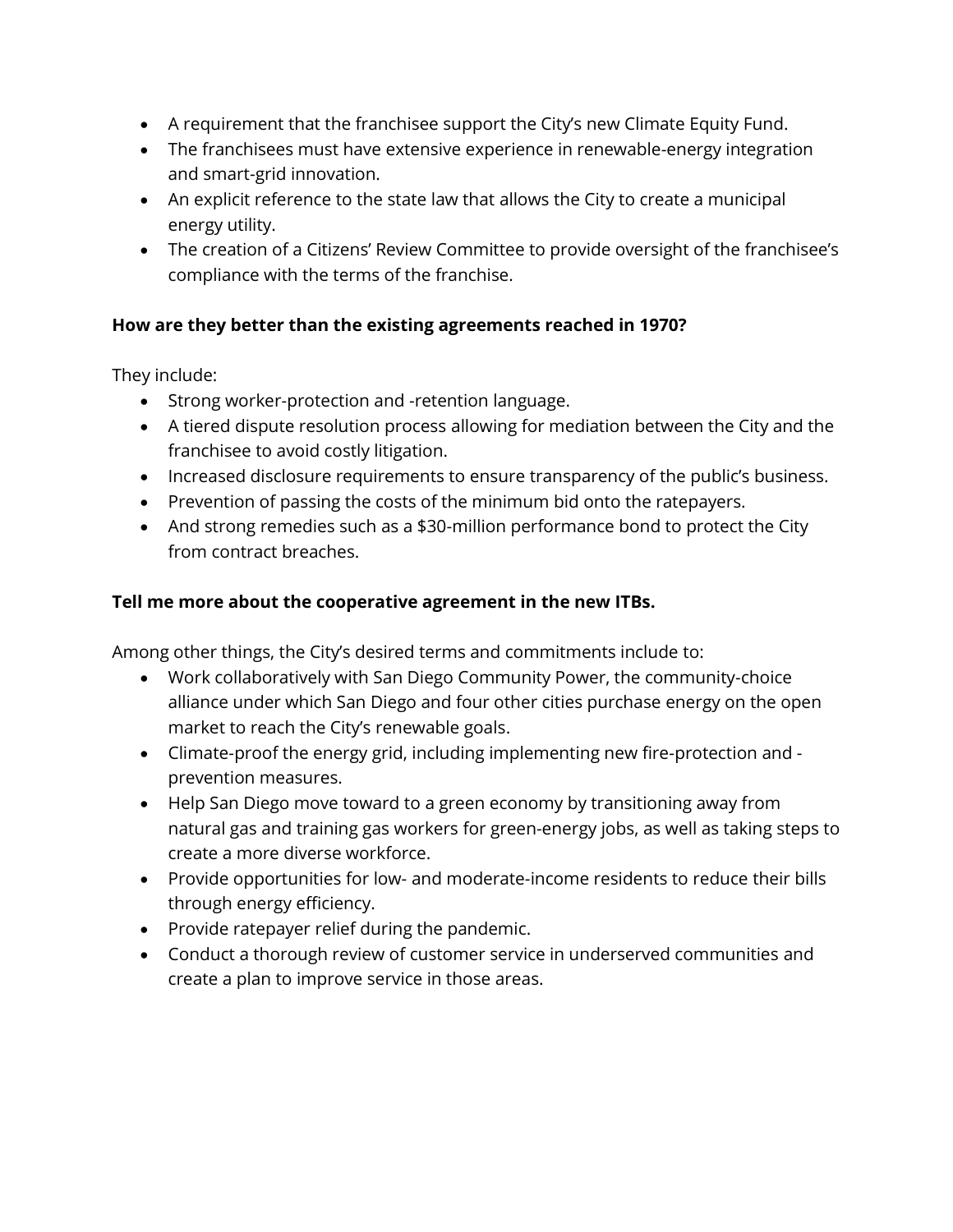- A requirement that the franchisee support the City's new Climate Equity Fund.
- The franchisees must have extensive experience in renewable-energy integration and smart-grid innovation.
- An explicit reference to the state law that allows the City to create a municipal energy utility.
- The creation of a Citizens' Review Committee to provide oversight of the franchisee's compliance with the terms of the franchise.

**How are they better than the existing agreements reached in 1970?**

They include:

- Strong worker-protection and -retention language.
- A tiered dispute resolution process allowing for mediation between the City and the franchisee to avoid costly litigation.
- Increased disclosure requirements to ensure transparency of the public's business.
- Prevention of passing the costs of the minimum bid onto the ratepayers.
- And strong remedies such as a $30-million performance bond to protect the City from contract breaches.

**Tell me more about the cooperative agreement in the new ITBs.**

Among other things, the City's desired terms and commitments include to:

- Work collaboratively with San Diego Community Power, the community-choice alliance under which San Diego and four other cities purchase energy on the open market to reach the City's renewable goals.
- Climate-proof the energy grid, including implementing new fire-protection and -prevention measures.
- Help San Diego move toward to a green economy by transitioning away from natural gas and training gas workers for green-energy jobs, as well as taking steps to create a more diverse workforce.
- Provide opportunities for low- and moderate-income residents to reduce their bills through energy efficiency.
- Provide ratepayer relief during the pandemic.
- Conduct a thorough review of customer service in underserved communities and create a plan to improve service in those areas.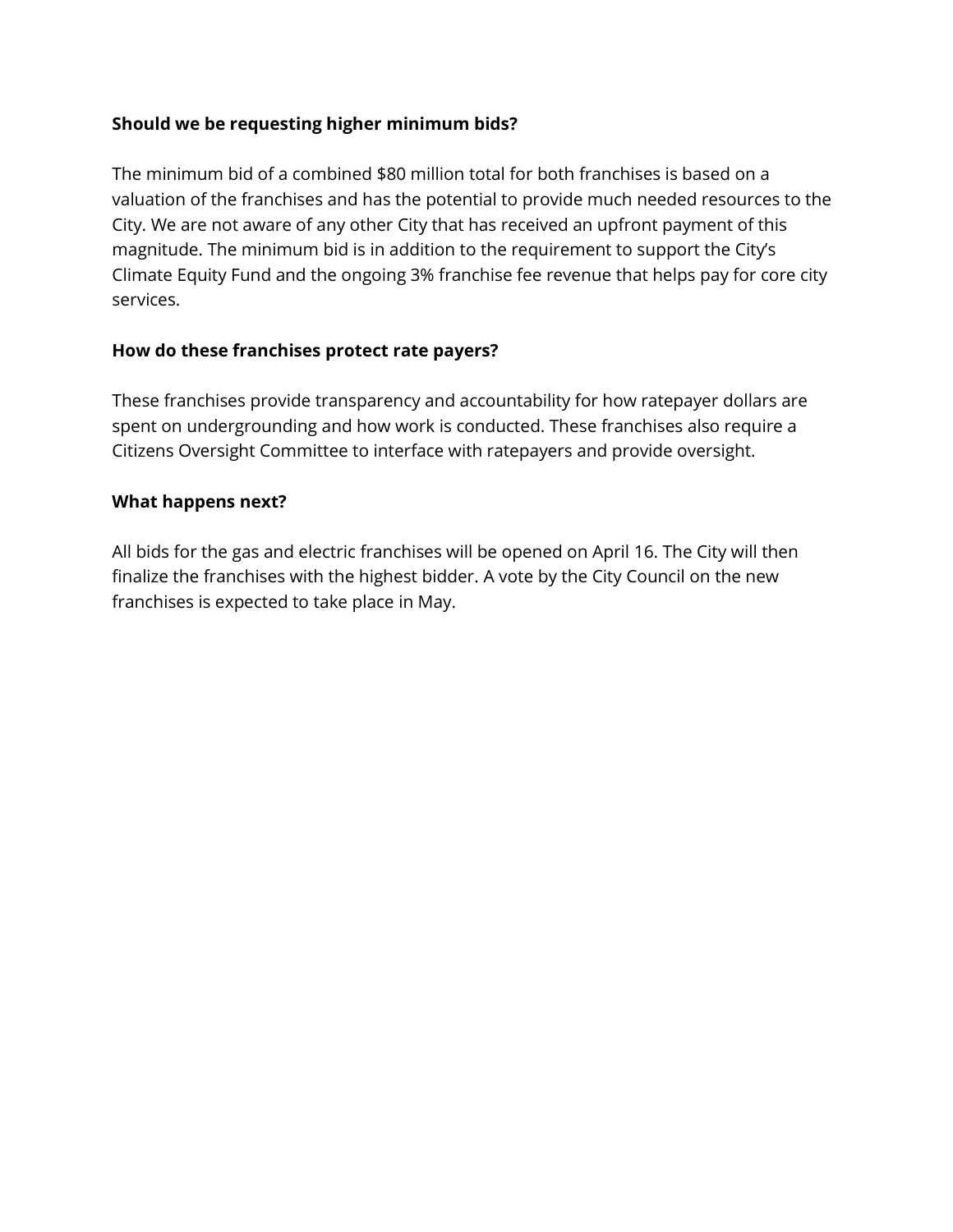**Should we be requesting higher minimum bids?**

The minimum bid of a combined $80 million total for both franchises is based on a valuation of the franchises and has the potential to provide much needed resources to the City. We are not aware of any other City that has received an upfront payment of this magnitude. The minimum bid is in addition to the requirement to support the City's Climate Equity Fund and the ongoing 3% franchise fee revenue that helps pay for core city services.

**How do these franchises protect rate payers?**

These franchises provide transparency and accountability for how ratepayer dollars are spent on undergrounding and how work is conducted. These franchises also require a Citizens Oversight Committee to interface with ratepayers and provide oversight.

**What happens next?**

All bids for the gas and electric franchises will be opened on April 16. The City will then finalize the franchises with the highest bidder. A vote by the City Council on the new franchises is expected to take place in May.